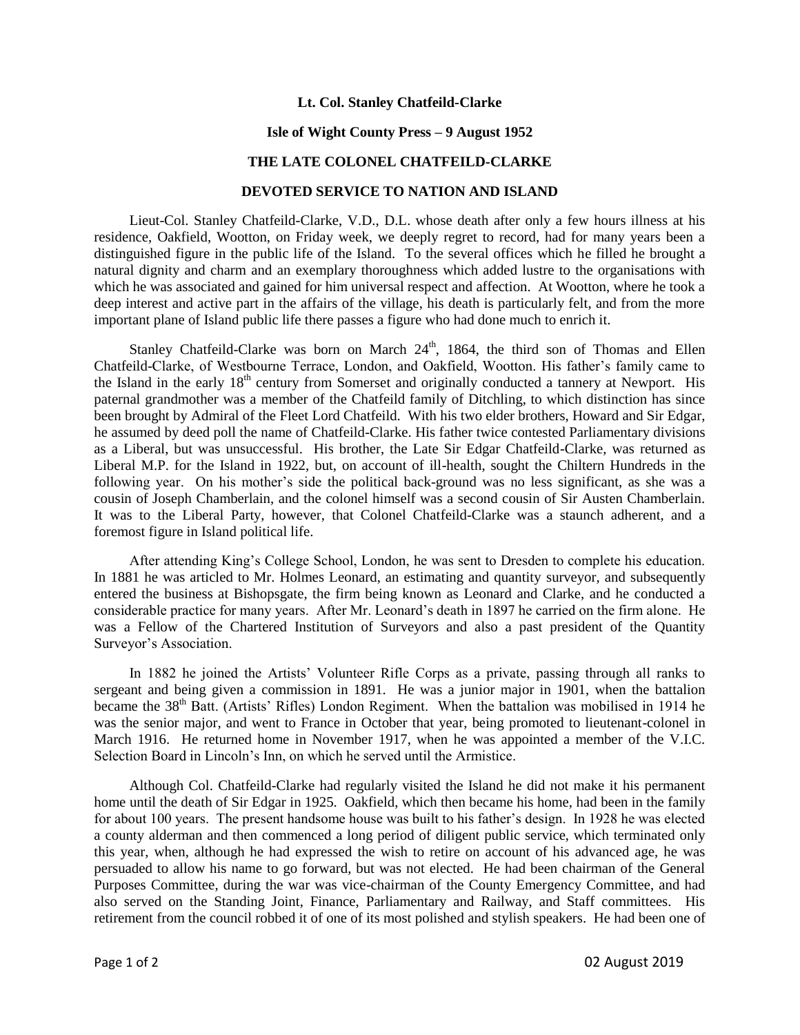**Lt. Col. Stanley Chatfeild-Clarke**

**Isle of Wight County Press – 9 August 1952**

**THE LATE COLONEL CHATFEILD-CLARKE**

**DEVOTED SERVICE TO NATION AND ISLAND**

Lieut-Col. Stanley Chatfeild-Clarke, V.D., D.L. whose death after only a few hours illness at his residence, Oakfield, Wootton, on Friday week, we deeply regret to record, had for many years been a distinguished figure in the public life of the Island. To the several offices which he filled he brought a natural dignity and charm and an exemplary thoroughness which added lustre to the organisations with which he was associated and gained for him universal respect and affection. At Wootton, where he took a deep interest and active part in the affairs of the village, his death is particularly felt, and from the more important plane of Island public life there passes a figure who had done much to enrich it.

Stanley Chatfeild-Clarke was born on March 24th, 1864, the third son of Thomas and Ellen Chatfeild-Clarke, of Westbourne Terrace, London, and Oakfield, Wootton. His father's family came to the Island in the early 18th century from Somerset and originally conducted a tannery at Newport. His paternal grandmother was a member of the Chatfeild family of Ditchling, to which distinction has since been brought by Admiral of the Fleet Lord Chatfeild. With his two elder brothers, Howard and Sir Edgar, he assumed by deed poll the name of Chatfeild-Clarke. His father twice contested Parliamentary divisions as a Liberal, but was unsuccessful. His brother, the Late Sir Edgar Chatfeild-Clarke, was returned as Liberal M.P. for the Island in 1922, but, on account of ill-health, sought the Chiltern Hundreds in the following year. On his mother's side the political back-ground was no less significant, as she was a cousin of Joseph Chamberlain, and the colonel himself was a second cousin of Sir Austen Chamberlain. It was to the Liberal Party, however, that Colonel Chatfeild-Clarke was a staunch adherent, and a foremost figure in Island political life.

After attending King's College School, London, he was sent to Dresden to complete his education. In 1881 he was articled to Mr. Holmes Leonard, an estimating and quantity surveyor, and subsequently entered the business at Bishopsgate, the firm being known as Leonard and Clarke, and he conducted a considerable practice for many years. After Mr. Leonard's death in 1897 he carried on the firm alone. He was a Fellow of the Chartered Institution of Surveyors and also a past president of the Quantity Surveyor's Association.

In 1882 he joined the Artists' Volunteer Rifle Corps as a private, passing through all ranks to sergeant and being given a commission in 1891. He was a junior major in 1901, when the battalion became the 38th Batt. (Artists' Rifles) London Regiment. When the battalion was mobilised in 1914 he was the senior major, and went to France in October that year, being promoted to lieutenant-colonel in March 1916. He returned home in November 1917, when he was appointed a member of the V.I.C. Selection Board in Lincoln's Inn, on which he served until the Armistice.

Although Col. Chatfeild-Clarke had regularly visited the Island he did not make it his permanent home until the death of Sir Edgar in 1925. Oakfield, which then became his home, had been in the family for about 100 years. The present handsome house was built to his father's design. In 1928 he was elected a county alderman and then commenced a long period of diligent public service, which terminated only this year, when, although he had expressed the wish to retire on account of his advanced age, he was persuaded to allow his name to go forward, but was not elected. He had been chairman of the General Purposes Committee, during the war was vice-chairman of the County Emergency Committee, and had also served on the Standing Joint, Finance, Parliamentary and Railway, and Staff committees. His retirement from the council robbed it of one of its most polished and stylish speakers. He had been one of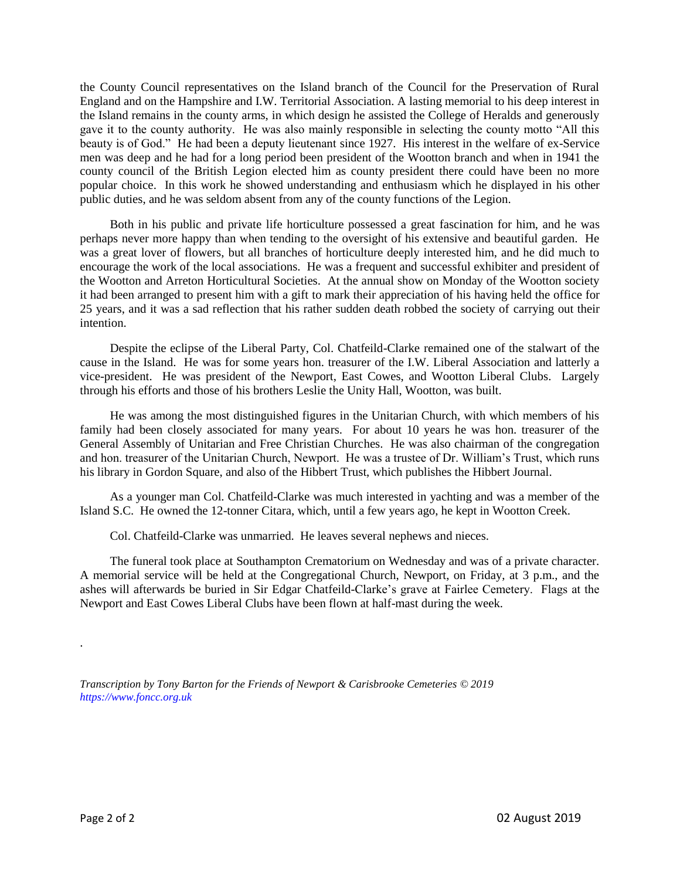the County Council representatives on the Island branch of the Council for the Preservation of Rural England and on the Hampshire and I.W. Territorial Association. A lasting memorial to his deep interest in the Island remains in the county arms, in which design he assisted the College of Heralds and generously gave it to the county authority. He was also mainly responsible in selecting the county motto "All this beauty is of God." He had been a deputy lieutenant since 1927. His interest in the welfare of ex-Service men was deep and he had for a long period been president of the Wootton branch and when in 1941 the county council of the British Legion elected him as county president there could have been no more popular choice. In this work he showed understanding and enthusiasm which he displayed in his other public duties, and he was seldom absent from any of the county functions of the Legion.

Both in his public and private life horticulture possessed a great fascination for him, and he was perhaps never more happy than when tending to the oversight of his extensive and beautiful garden. He was a great lover of flowers, but all branches of horticulture deeply interested him, and he did much to encourage the work of the local associations. He was a frequent and successful exhibiter and president of the Wootton and Arreton Horticultural Societies. At the annual show on Monday of the Wootton society it had been arranged to present him with a gift to mark their appreciation of his having held the office for 25 years, and it was a sad reflection that his rather sudden death robbed the society of carrying out their intention.

Despite the eclipse of the Liberal Party, Col. Chatfeild-Clarke remained one of the stalwart of the cause in the Island. He was for some years hon. treasurer of the I.W. Liberal Association and latterly a vice-president. He was president of the Newport, East Cowes, and Wootton Liberal Clubs. Largely through his efforts and those of his brothers Leslie the Unity Hall, Wootton, was built.

He was among the most distinguished figures in the Unitarian Church, with which members of his family had been closely associated for many years. For about 10 years he was hon. treasurer of the General Assembly of Unitarian and Free Christian Churches. He was also chairman of the congregation and hon. treasurer of the Unitarian Church, Newport. He was a trustee of Dr. William's Trust, which runs his library in Gordon Square, and also of the Hibbert Trust, which publishes the Hibbert Journal.

As a younger man Col. Chatfeild-Clarke was much interested in yachting and was a member of the Island S.C. He owned the 12-tonner Citara, which, until a few years ago, he kept in Wootton Creek.

Col. Chatfeild-Clarke was unmarried. He leaves several nephews and nieces.

The funeral took place at Southampton Crematorium on Wednesday and was of a private character. A memorial service will be held at the Congregational Church, Newport, on Friday, at 3 p.m., and the ashes will afterwards be buried in Sir Edgar Chatfeild-Clarke's grave at Fairlee Cemetery. Flags at the Newport and East Cowes Liberal Clubs have been flown at half-mast during the week.

.

*Transcription by Tony Barton for the Friends of Newport & Carisbrooke Cemeteries © 2019*
*https://www.foncc.org.uk*